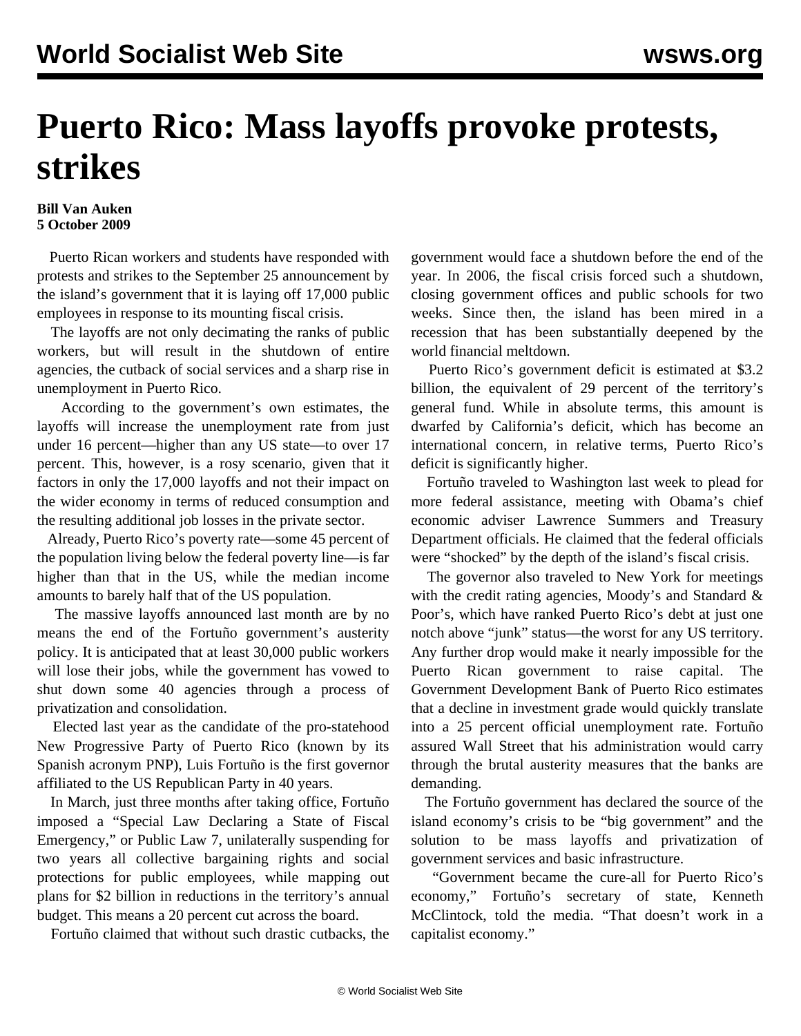# Puerto Rico: Mass layoffs provoke protests, strikes

**Bill Van Auken**
**5 October 2009**

Puerto Rican workers and students have responded with protests and strikes to the September 25 announcement by the island's government that it is laying off 17,000 public employees in response to its mounting fiscal crisis.

The layoffs are not only decimating the ranks of public workers, but will result in the shutdown of entire agencies, the cutback of social services and a sharp rise in unemployment in Puerto Rico.

According to the government's own estimates, the layoffs will increase the unemployment rate from just under 16 percent—higher than any US state—to over 17 percent. This, however, is a rosy scenario, given that it factors in only the 17,000 layoffs and not their impact on the wider economy in terms of reduced consumption and the resulting additional job losses in the private sector.

Already, Puerto Rico's poverty rate—some 45 percent of the population living below the federal poverty line—is far higher than that in the US, while the median income amounts to barely half that of the US population.

The massive layoffs announced last month are by no means the end of the Fortuño government's austerity policy. It is anticipated that at least 30,000 public workers will lose their jobs, while the government has vowed to shut down some 40 agencies through a process of privatization and consolidation.

Elected last year as the candidate of the pro-statehood New Progressive Party of Puerto Rico (known by its Spanish acronym PNP), Luis Fortuño is the first governor affiliated to the US Republican Party in 40 years.

In March, just three months after taking office, Fortuño imposed a "Special Law Declaring a State of Fiscal Emergency," or Public Law 7, unilaterally suspending for two years all collective bargaining rights and social protections for public employees, while mapping out plans for $2 billion in reductions in the territory's annual budget. This means a 20 percent cut across the board.

Fortuño claimed that without such drastic cutbacks, the government would face a shutdown before the end of the year. In 2006, the fiscal crisis forced such a shutdown, closing government offices and public schools for two weeks. Since then, the island has been mired in a recession that has been substantially deepened by the world financial meltdown.

Puerto Rico's government deficit is estimated at $3.2 billion, the equivalent of 29 percent of the territory's general fund. While in absolute terms, this amount is dwarfed by California's deficit, which has become an international concern, in relative terms, Puerto Rico's deficit is significantly higher.

Fortuño traveled to Washington last week to plead for more federal assistance, meeting with Obama's chief economic adviser Lawrence Summers and Treasury Department officials. He claimed that the federal officials were "shocked" by the depth of the island's fiscal crisis.

The governor also traveled to New York for meetings with the credit rating agencies, Moody's and Standard & Poor's, which have ranked Puerto Rico's debt at just one notch above "junk" status—the worst for any US territory. Any further drop would make it nearly impossible for the Puerto Rican government to raise capital. The Government Development Bank of Puerto Rico estimates that a decline in investment grade would quickly translate into a 25 percent official unemployment rate. Fortuño assured Wall Street that his administration would carry through the brutal austerity measures that the banks are demanding.

The Fortuño government has declared the source of the island economy's crisis to be "big government" and the solution to be mass layoffs and privatization of government services and basic infrastructure.

"Government became the cure-all for Puerto Rico's economy," Fortuño's secretary of state, Kenneth McClintock, told the media. "That doesn't work in a capitalist economy."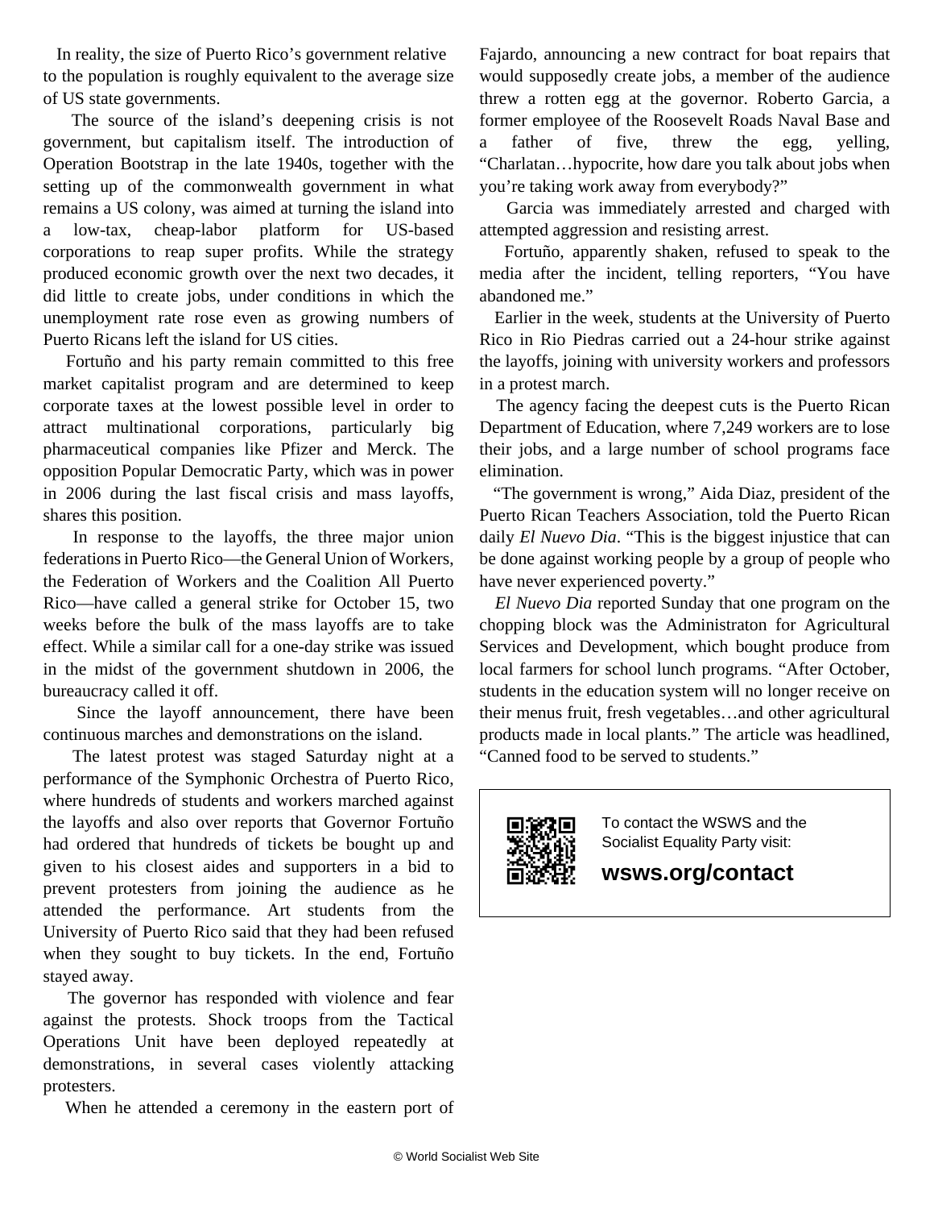In reality, the size of Puerto Rico's government relative to the population is roughly equivalent to the average size of US state governments.

The source of the island's deepening crisis is not government, but capitalism itself. The introduction of Operation Bootstrap in the late 1940s, together with the setting up of the commonwealth government in what remains a US colony, was aimed at turning the island into a low-tax, cheap-labor platform for US-based corporations to reap super profits. While the strategy produced economic growth over the next two decades, it did little to create jobs, under conditions in which the unemployment rate rose even as growing numbers of Puerto Ricans left the island for US cities.

Fortuño and his party remain committed to this free market capitalist program and are determined to keep corporate taxes at the lowest possible level in order to attract multinational corporations, particularly big pharmaceutical companies like Pfizer and Merck. The opposition Popular Democratic Party, which was in power in 2006 during the last fiscal crisis and mass layoffs, shares this position.

In response to the layoffs, the three major union federations in Puerto Rico—the General Union of Workers, the Federation of Workers and the Coalition All Puerto Rico—have called a general strike for October 15, two weeks before the bulk of the mass layoffs are to take effect. While a similar call for a one-day strike was issued in the midst of the government shutdown in 2006, the bureaucracy called it off.

Since the layoff announcement, there have been continuous marches and demonstrations on the island.

The latest protest was staged Saturday night at a performance of the Symphonic Orchestra of Puerto Rico, where hundreds of students and workers marched against the layoffs and also over reports that Governor Fortuño had ordered that hundreds of tickets be bought up and given to his closest aides and supporters in a bid to prevent protesters from joining the audience as he attended the performance. Art students from the University of Puerto Rico said that they had been refused when they sought to buy tickets. In the end, Fortuño stayed away.

The governor has responded with violence and fear against the protests. Shock troops from the Tactical Operations Unit have been deployed repeatedly at demonstrations, in several cases violently attacking protesters.

When he attended a ceremony in the eastern port of Fajardo, announcing a new contract for boat repairs that would supposedly create jobs, a member of the audience threw a rotten egg at the governor. Roberto Garcia, a former employee of the Roosevelt Roads Naval Base and a father of five, threw the egg, yelling, "Charlatan…hypocrite, how dare you talk about jobs when you're taking work away from everybody?"

Garcia was immediately arrested and charged with attempted aggression and resisting arrest.

Fortuño, apparently shaken, refused to speak to the media after the incident, telling reporters, "You have abandoned me."

Earlier in the week, students at the University of Puerto Rico in Rio Piedras carried out a 24-hour strike against the layoffs, joining with university workers and professors in a protest march.

The agency facing the deepest cuts is the Puerto Rican Department of Education, where 7,249 workers are to lose their jobs, and a large number of school programs face elimination.

"The government is wrong," Aida Diaz, president of the Puerto Rican Teachers Association, told the Puerto Rican daily *El Nuevo Dia*. "This is the biggest injustice that can be done against working people by a group of people who have never experienced poverty."

*El Nuevo Dia* reported Sunday that one program on the chopping block was the Administraton for Agricultural Services and Development, which bought produce from local farmers for school lunch programs. "After October, students in the education system will no longer receive on their menus fruit, fresh vegetables…and other agricultural products made in local plants." The article was headlined, "Canned food to be served to students."

To contact the WSWS and the Socialist Equality Party visit:

**wsws.org/contact**